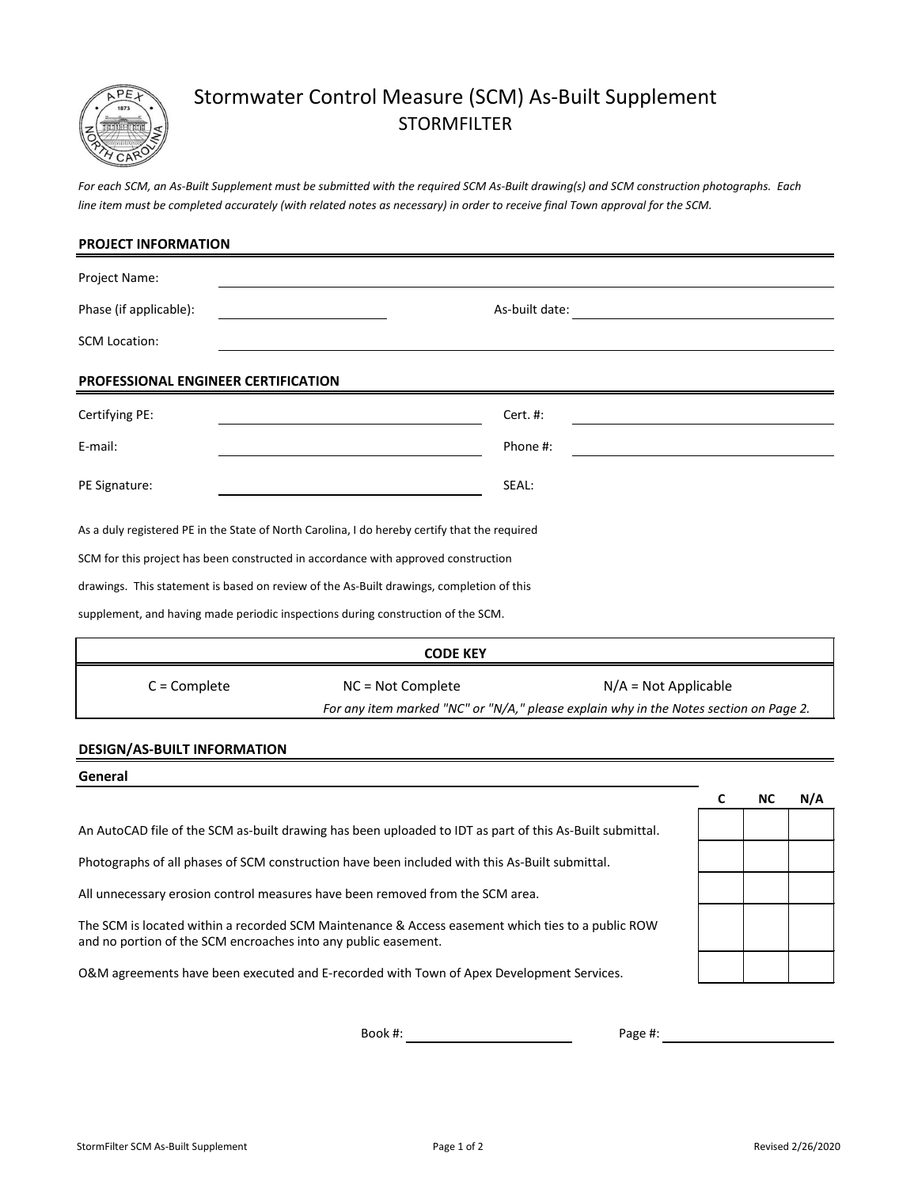# Stormwater Control Measure (SCM) As-Built Supplement

## STORMFILTER

*For each SCM, an As-Built Supplement must be submitted with the required SCM As-Built drawing(s) and SCM construction photographs. Each line item must be completed accurately (with related notes as necessary) in order to receive final Town approval for the SCM.*

### PROJECT INFORMATION

Project Name: ______________________________

Phase (if applicable): ______________ As-built date: ______________

SCM Location: ______________________________

### PROFESSIONAL ENGINEER CERTIFICATION

Certifying PE: ______________ Cert. #: ______________

E-mail: ______________ Phone #: ______________

PE Signature: ______________ SEAL:

As a duly registered PE in the State of North Carolina, I do hereby certify that the required SCM for this project has been constructed in accordance with approved construction drawings. This statement is based on review of the As-Built drawings, completion of this supplement, and having made periodic inspections during construction of the SCM.

| CODE KEY | | |
|---|---|---|
| C = Complete | NC = Not Complete | N/A = Not Applicable |
| | *For any item marked "NC" or "N/A," please explain why in the Notes section on Page 2.* | |

### DESIGN/AS-BUILT INFORMATION

#### General

| | C | NC | N/A |
|---|---|---|---|
| An AutoCAD file of the SCM as-built drawing has been uploaded to IDT as part of this As-Built submittal. | | | |
| Photographs of all phases of SCM construction have been included with this As-Built submittal. | | | |
| All unnecessary erosion control measures have been removed from the SCM area. | | | |
| The SCM is located within a recorded SCM Maintenance & Access easement which ties to a public ROW and no portion of the SCM encroaches into any public easement. | | | |
| O&M agreements have been executed and E-recorded with Town of Apex Development Services. | | | |

Book #: ______________ Page #: ______________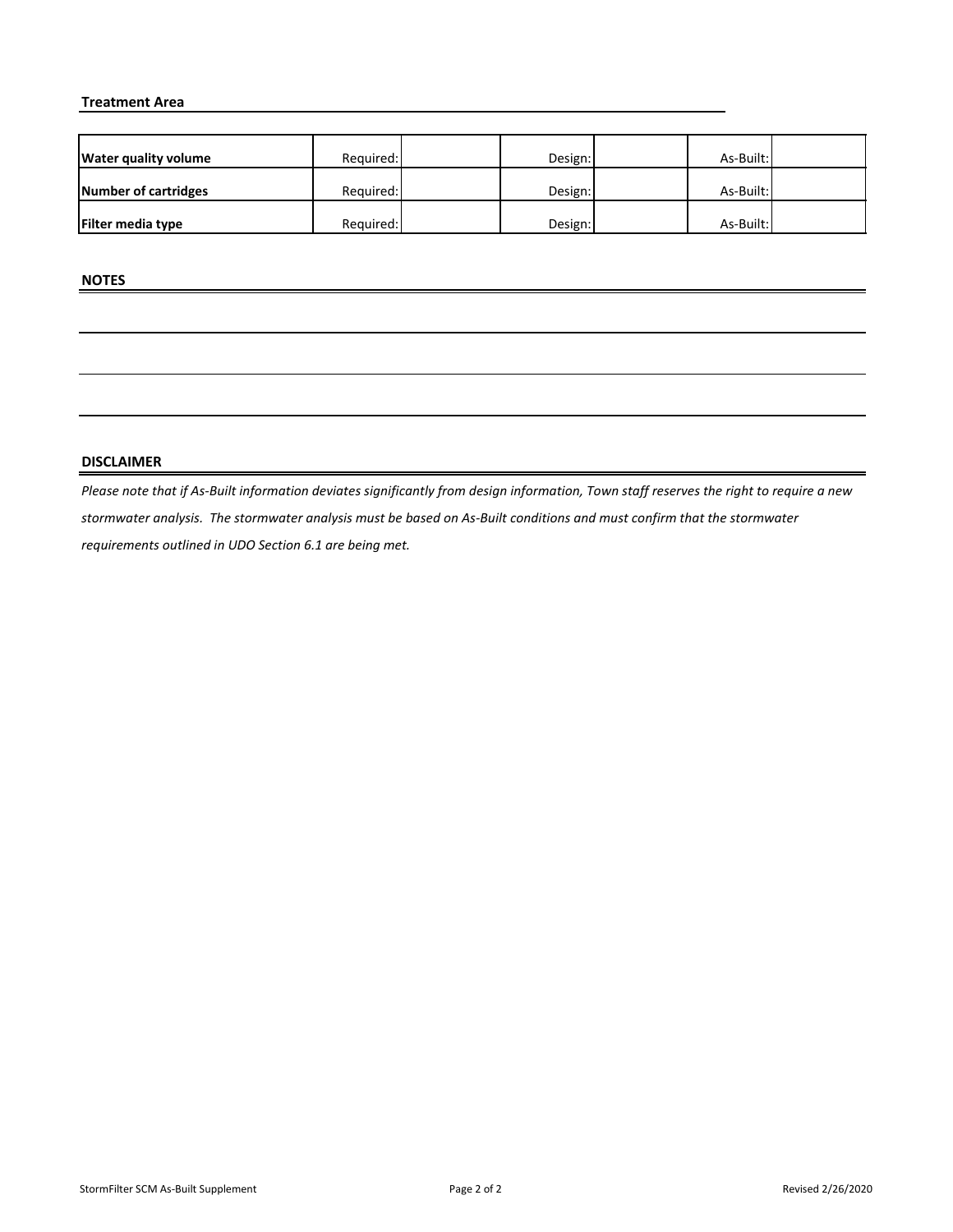## Treatment Area

| | | | | | | |
|---|---|---|---|---|---|---|
| **Water quality volume** | Required: | | Design: | | As-Built: | |
| **Number of cartridges** | Required: | | Design: | | As-Built: | |
| **Filter media type** | Required: | | Design: | | As-Built: | |

## NOTES

## DISCLAIMER

*Please note that if As-Built information deviates significantly from design information, Town staff reserves the right to require a new stormwater analysis. The stormwater analysis must be based on As-Built conditions and must confirm that the stormwater requirements outlined in UDO Section 6.1 are being met.*